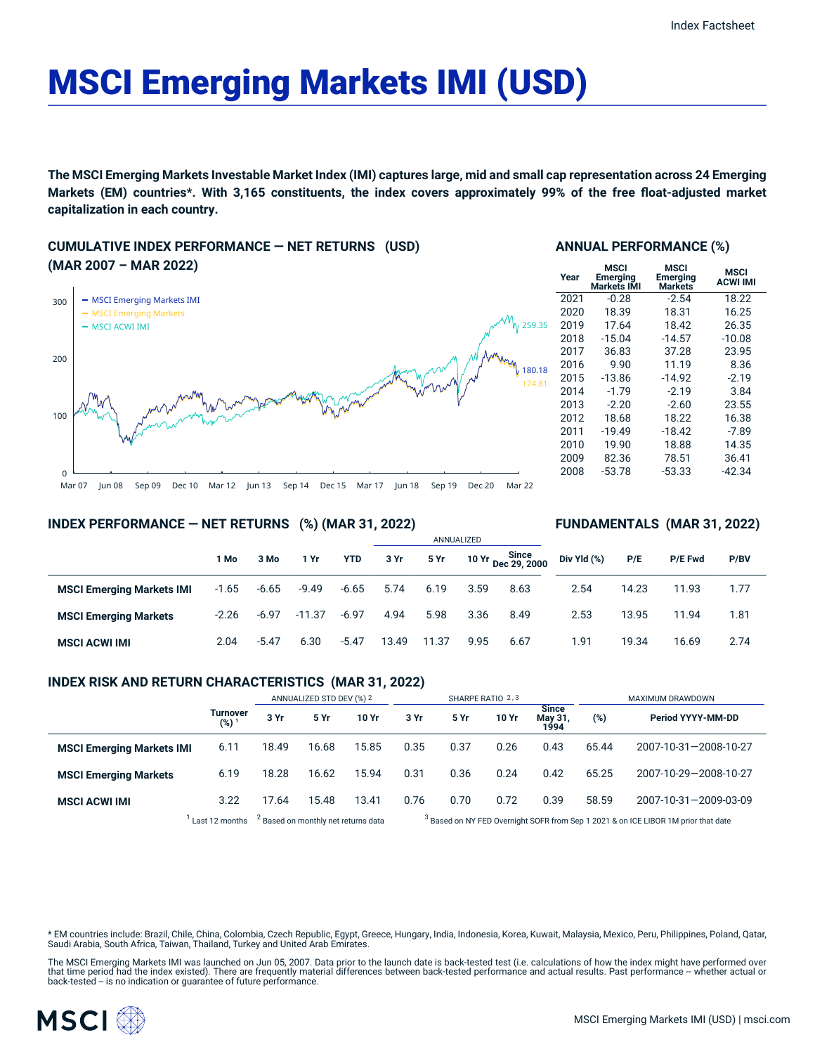Index Factsheet

# MSCI Emerging Markets IMI (USD)

**The MSCI Emerging Markets Investable Market Index (IMI) captures large, mid and small cap representation across 24 Emerging Markets (EM) countries*. With 3,165 constituents, the index covers approximately 99% of the free float-adjusted market capitalization in each country.**

## CUMULATIVE INDEX PERFORMANCE — NET RETURNS (USD) (MAR 2007 – MAR 2022)

- MSCI Emerging Markets IMI: 180.18
- MSCI Emerging Markets: 174.81
- MSCI ACWI IMI: 259.35

## ANNUAL PERFORMANCE (%)

| Year | MSCI Emerging Markets IMI | MSCI Emerging Markets | MSCI ACWI IMI |
|---|---|---|---|
| 2021 | -0.28 | -2.54 | 18.22 |
| 2020 | 18.39 | 18.31 | 16.25 |
| 2019 | 17.64 | 18.42 | 26.35 |
| 2018 | -15.04 | -14.57 | -10.08 |
| 2017 | 36.83 | 37.28 | 23.95 |
| 2016 | 9.90 | 11.19 | 8.36 |
| 2015 | -13.86 | -14.92 | -2.19 |
| 2014 | -1.79 | -2.19 | 3.84 |
| 2013 | -2.20 | -2.60 | 23.55 |
| 2012 | 18.68 | 18.22 | 16.38 |
| 2011 | -19.49 | -18.42 | -7.89 |
| 2010 | 19.90 | 18.88 | 14.35 |
| 2009 | 82.36 | 78.51 | 36.41 |
| 2008 | -53.78 | -53.33 | -42.34 |

## INDEX PERFORMANCE — NET RETURNS (%) (MAR 31, 2022) / FUNDAMENTALS (MAR 31, 2022)

| | 1 Mo | 3 Mo | 1 Yr | YTD | ANNUALIZED 3 Yr | 5 Yr | 10 Yr | Since Dec 29, 2000 | Div Yld (%) | P/E | P/E Fwd | P/BV |
|---|---|---|---|---|---|---|---|---|---|---|---|---|
| **MSCI Emerging Markets IMI** | -1.65 | -6.65 | -9.49 | -6.65 | 5.74 | 6.19 | 3.59 | 8.63 | 2.54 | 14.23 | 11.93 | 1.77 |
| **MSCI Emerging Markets** | -2.26 | -6.97 | -11.37 | -6.97 | 4.94 | 5.98 | 3.36 | 8.49 | 2.53 | 13.95 | 11.94 | 1.81 |
| **MSCI ACWI IMI** | 2.04 | -5.47 | 6.30 | -5.47 | 13.49 | 11.37 | 9.95 | 6.67 | 1.91 | 19.34 | 16.69 | 2.74 |

## INDEX RISK AND RETURN CHARACTERISTICS (MAR 31, 2022)

| | Turnover (%) [1] | ANNUALIZED STD DEV (%) [2] 3 Yr | 5 Yr | 10 Yr | SHARPE RATIO [2,3] 3 Yr | 5 Yr | 10 Yr | Since May 31, 1994 | MAXIMUM DRAWDOWN (%) | Period YYYY-MM-DD |
|---|---|---|---|---|---|---|---|---|---|---|
| **MSCI Emerging Markets IMI** | 6.11 | 18.49 | 16.68 | 15.85 | 0.35 | 0.37 | 0.26 | 0.43 | 65.44 | 2007-10-31—2008-10-27 |
| **MSCI Emerging Markets** | 6.19 | 18.28 | 16.62 | 15.94 | 0.31 | 0.36 | 0.24 | 0.42 | 65.25 | 2007-10-29—2008-10-27 |
| **MSCI ACWI IMI** | 3.22 | 17.64 | 15.48 | 13.41 | 0.76 | 0.70 | 0.72 | 0.39 | 58.59 | 2007-10-31—2009-03-09 |

[1] Last 12 months [2] Based on monthly net returns data [3] Based on NY FED Overnight SOFR from Sep 1 2021 & on ICE LIBOR 1M prior that date

* EM countries include: Brazil, Chile, China, Colombia, Czech Republic, Egypt, Greece, Hungary, India, Indonesia, Korea, Kuwait, Malaysia, Mexico, Peru, Philippines, Poland, Qatar, Saudi Arabia, South Africa, Taiwan, Thailand, Turkey and United Arab Emirates.

The MSCI Emerging Markets IMI was launched on Jun 05, 2007. Data prior to the launch date is back-tested test (i.e. calculations of how the index might have performed over that time period had the index existed). There are frequently material differences between back-tested performance and actual results. Past performance -- whether actual or back-tested -- is no indication or guarantee of future performance.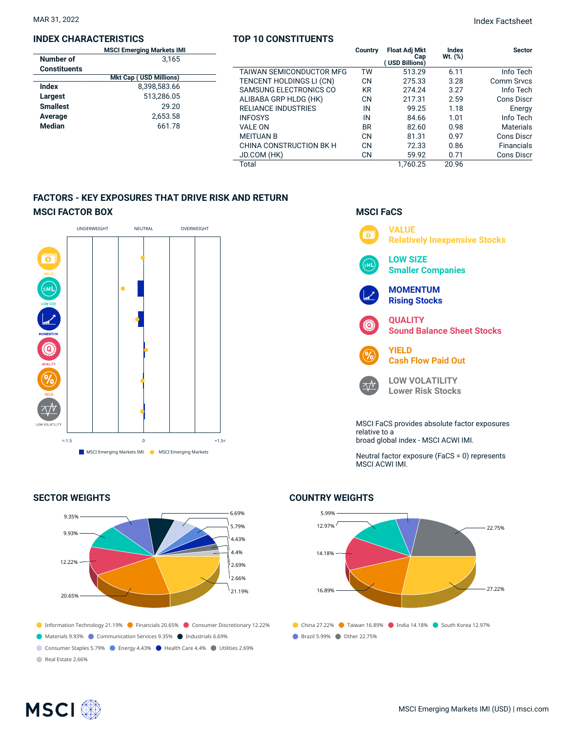MAR 31, 2022

Index Factsheet

## INDEX CHARACTERISTICS

| | MSCI Emerging Markets IMI |
|---|---|
| Number of Constituents | 3,165 |
| | Mkt Cap ( USD Millions) |
| Index | 8,398,583.66 |
| Largest | 513,286.05 |
| Smallest | 29.20 |
| Average | 2,653.58 |
| Median | 661.78 |

## TOP 10 CONSTITUENTS

| | Country | Float Adj Mkt Cap ( USD Billions) | Index Wt. (%) | Sector |
|---|---|---|---|---|
| TAIWAN SEMICONDUCTOR MFG | TW | 513.29 | 6.11 | Info Tech |
| TENCENT HOLDINGS LI (CN) | CN | 275.33 | 3.28 | Comm Srvcs |
| SAMSUNG ELECTRONICS CO | KR | 274.24 | 3.27 | Info Tech |
| ALIBABA GRP HLDG (HK) | CN | 217.31 | 2.59 | Cons Discr |
| RELIANCE INDUSTRIES | IN | 99.25 | 1.18 | Energy |
| INFOSYS | IN | 84.66 | 1.01 | Info Tech |
| VALE ON | BR | 82.60 | 0.98 | Materials |
| MEITUAN B | CN | 81.31 | 0.97 | Cons Discr |
| CHINA CONSTRUCTION BK H | CN | 72.33 | 0.86 | Financials |
| JD.COM (HK) | CN | 59.92 | 0.71 | Cons Discr |
| Total | | 1,760.25 | 20.96 | |

## FACTORS - KEY EXPOSURES THAT DRIVE RISK AND RETURN

### MSCI FACTOR BOX

UNDERWEIGHT NEUTRAL OVERWEIGHT

VALUE, LOW SIZE, MOMENTUM, QUALITY, YIELD, LOW VOLATILITY

<-1.5 0 +1.5<

MSCI Emerging Markets IMI MSCI Emerging Markets

### MSCI FaCS

**VALUE**
Relatively Inexpensive Stocks

**LOW SIZE**
Smaller Companies

**MOMENTUM**
Rising Stocks

**QUALITY**
Sound Balance Sheet Stocks

**YIELD**
Cash Flow Paid Out

**LOW VOLATILITY**
Lower Risk Stocks

MSCI FaCS provides absolute factor exposures relative to a broad global index - MSCI ACWI IMI.

Neutral factor exposure (FaCS = 0) represents MSCI ACWI IMI.

## SECTOR WEIGHTS

Information Technology 21.19%, Financials 20.65%, Consumer Discretionary 12.22%, Materials 9.93%, Communication Services 9.35%, Industrials 6.69%, Consumer Staples 5.79%, Energy 4.43%, Health Care 4.4%, Utilities 2.69%, Real Estate 2.66%

## COUNTRY WEIGHTS

China 27.22%, Taiwan 16.89%, India 14.18%, South Korea 12.97%, Brazil 5.99%, Other 22.75%

MSCI Emerging Markets IMI (USD) | msci.com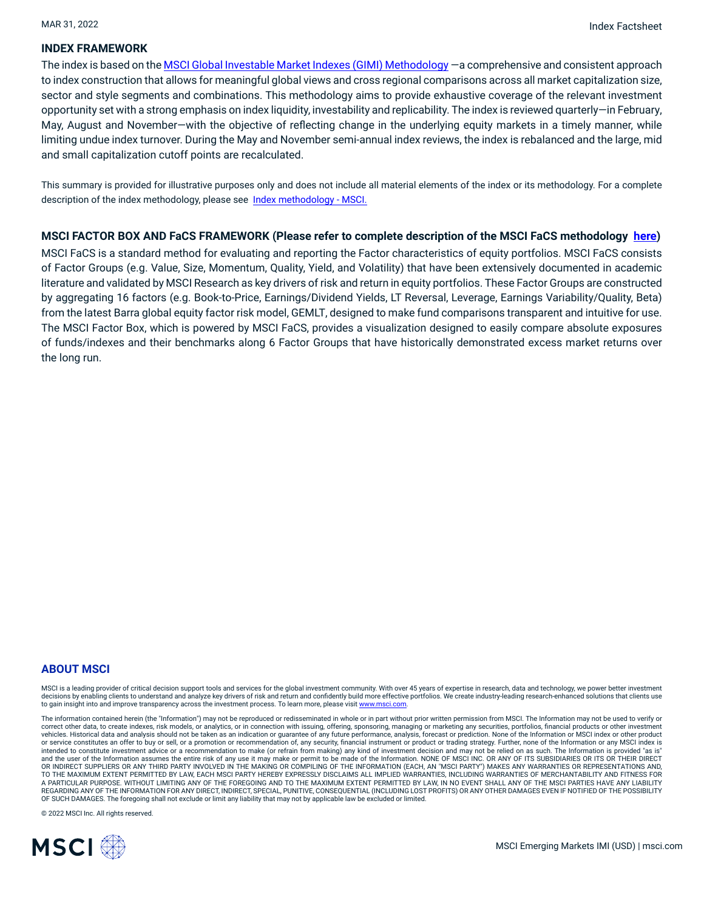## INDEX FRAMEWORK

The index is based on the MSCI Global Investable Market Indexes (GIMI) Methodology —a comprehensive and consistent approach to index construction that allows for meaningful global views and cross regional comparisons across all market capitalization size, sector and style segments and combinations. This methodology aims to provide exhaustive coverage of the relevant investment opportunity set with a strong emphasis on index liquidity, investability and replicability. The index is reviewed quarterly—in February, May, August and November—with the objective of reflecting change in the underlying equity markets in a timely manner, while limiting undue index turnover. During the May and November semi-annual index reviews, the index is rebalanced and the large, mid and small capitalization cutoff points are recalculated.

This summary is provided for illustrative purposes only and does not include all material elements of the index or its methodology. For a complete description of the index methodology, please see Index methodology - MSCI.

## MSCI FACTOR BOX AND FaCS FRAMEWORK (Please refer to complete description of the MSCI FaCS methodology here)

MSCI FaCS is a standard method for evaluating and reporting the Factor characteristics of equity portfolios. MSCI FaCS consists of Factor Groups (e.g. Value, Size, Momentum, Quality, Yield, and Volatility) that have been extensively documented in academic literature and validated by MSCI Research as key drivers of risk and return in equity portfolios. These Factor Groups are constructed by aggregating 16 factors (e.g. Book-to-Price, Earnings/Dividend Yields, LT Reversal, Leverage, Earnings Variability/Quality, Beta) from the latest Barra global equity factor risk model, GEMLT, designed to make fund comparisons transparent and intuitive for use. The MSCI Factor Box, which is powered by MSCI FaCS, provides a visualization designed to easily compare absolute exposures of funds/indexes and their benchmarks along 6 Factor Groups that have historically demonstrated excess market returns over the long run.

## ABOUT MSCI

MSCI is a leading provider of critical decision support tools and services for the global investment community. With over 45 years of expertise in research, data and technology, we power better investment decisions by enabling clients to understand and analyze key drivers of risk and return and confidently build more effective portfolios. We create industry-leading research-enhanced solutions that clients use to gain insight into and improve transparency across the investment process. To learn more, please visit www.msci.com.

The information contained herein (the "Information") may not be reproduced or redisseminated in whole or in part without prior written permission from MSCI. The Information may not be used to verify or correct other data, to create indexes, risk models, or analytics, or in connection with issuing, offering, sponsoring, managing or marketing any securities, portfolios, financial products or other investment vehicles. Historical data and analysis should not be taken as an indication or guarantee of any future performance, analysis, forecast or prediction. None of the Information or MSCI index or other product or service constitutes an offer to buy or sell, or a promotion or recommendation of, any security, financial instrument or product or trading strategy. Further, none of the Information or any MSCI index is intended to constitute investment advice or a recommendation to make (or refrain from making) any kind of investment decision and may not be relied on as such. The Information is provided "as is" and the user of the Information assumes the entire risk of any use it may make or permit to be made of the Information. NONE OF MSCI INC. OR ANY OF ITS SUBSIDIARIES OR ITS OR THEIR DIRECT OR INDIRECT SUPPLIERS OR ANY THIRD PARTY INVOLVED IN THE MAKING OR COMPILING OF THE INFORMATION (EACH, AN "MSCI PARTY") MAKES ANY WARRANTIES OR REPRESENTATIONS AND, TO THE MAXIMUM EXTENT PERMITTED BY LAW, EACH MSCI PARTY HEREBY EXPRESSLY DISCLAIMS ALL IMPLIED WARRANTIES, INCLUDING WARRANTIES OF MERCHANTABILITY AND FITNESS FOR A PARTICULAR PURPOSE. WITHOUT LIMITING ANY OF THE FOREGOING AND TO THE MAXIMUM EXTENT PERMITTED BY LAW, IN NO EVENT SHALL ANY OF THE MSCI PARTIES HAVE ANY LIABILITY REGARDING ANY OF THE INFORMATION FOR ANY DIRECT, INDIRECT, SPECIAL, PUNITIVE, CONSEQUENTIAL (INCLUDING LOST PROFITS) OR ANY OTHER DAMAGES EVEN IF NOTIFIED OF THE POSSIBILITY OF SUCH DAMAGES. The foregoing shall not exclude or limit any liability that may not by applicable law be excluded or limited.

© 2022 MSCI Inc. All rights reserved.